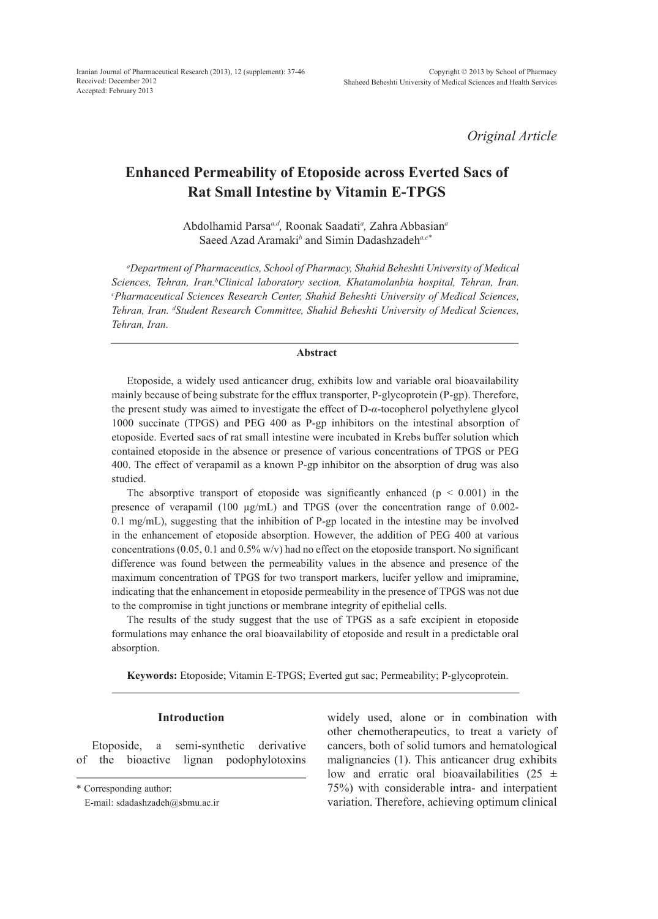*Original Article*

# Enhanced Permeability of Etoposide across Everted Sacs of Rat Small Intestine by Vitamin E-TPGS

Abdolhamid Parsa[a,d], Roonak Saadati[a], Zahra Abbasian[a] Saeed Azad Aramaki[b] and Simin Dadashzadeh[a,c*]

[a]*Department of Pharmaceutics, School of Pharmacy, Shahid Beheshti University of Medical Sciences, Tehran, Iran.* [b]*Clinical laboratory section, Khatamolanbia hospital, Tehran, Iran.* [c]*Pharmaceutical Sciences Research Center, Shahid Beheshti University of Medical Sciences, Tehran, Iran.* [d]*Student Research Committee, Shahid Beheshti University of Medical Sciences, Tehran, Iran.*

### Abstract

Etoposide, a widely used anticancer drug, exhibits low and variable oral bioavailability mainly because of being substrate for the efflux transporter, P-glycoprotein (P-gp). Therefore, the present study was aimed to investigate the effect of D-$\alpha$-tocopherol polyethylene glycol 1000 succinate (TPGS) and PEG 400 as P-gp inhibitors on the intestinal absorption of etoposide. Everted sacs of rat small intestine were incubated in Krebs buffer solution which contained etoposide in the absence or presence of various concentrations of TPGS or PEG 400. The effect of verapamil as a known P-gp inhibitor on the absorption of drug was also studied.

The absorptive transport of etoposide was significantly enhanced ($p < 0.001$) in the presence of verapamil (100 µg/mL) and TPGS (over the concentration range of 0.002-0.1 mg/mL), suggesting that the inhibition of P-gp located in the intestine may be involved in the enhancement of etoposide absorption. However, the addition of PEG 400 at various concentrations (0.05, 0.1 and 0.5% w/v) had no effect on the etoposide transport. No significant difference was found between the permeability values in the absence and presence of the maximum concentration of TPGS for two transport markers, lucifer yellow and imipramine, indicating that the enhancement in etoposide permeability in the presence of TPGS was not due to the compromise in tight junctions or membrane integrity of epithelial cells.

The results of the study suggest that the use of TPGS as a safe excipient in etoposide formulations may enhance the oral bioavailability of etoposide and result in a predictable oral absorption.

**Keywords:** Etoposide; Vitamin E-TPGS; Everted gut sac; Permeability; P-glycoprotein.

## Introduction

Etoposide, a semi-synthetic derivative of the bioactive lignan podophylotoxins widely used, alone or in combination with other chemotherapeutics, to treat a variety of cancers, both of solid tumors and hematological malignancies (1). This anticancer drug exhibits low and erratic oral bioavailabilities (25 ± 75%) with considerable intra- and interpatient variation. Therefore, achieving optimum clinical

\* Corresponding author:
E-mail: sdadashzadeh@sbmu.ac.ir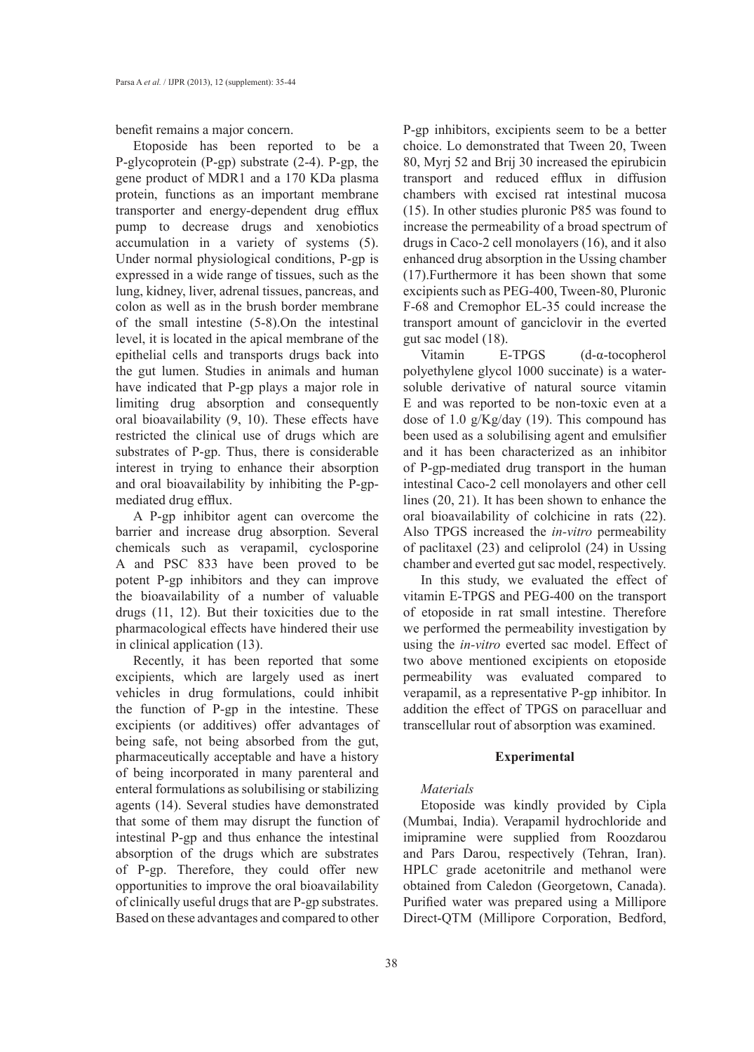benefit remains a major concern.

Etoposide has been reported to be a P-glycoprotein (P-gp) substrate (2-4). P-gp, the gene product of MDR1 and a 170 KDa plasma protein, functions as an important membrane transporter and energy-dependent drug efflux pump to decrease drugs and xenobiotics accumulation in a variety of systems (5). Under normal physiological conditions, P-gp is expressed in a wide range of tissues, such as the lung, kidney, liver, adrenal tissues, pancreas, and colon as well as in the brush border membrane of the small intestine (5-8).On the intestinal level, it is located in the apical membrane of the epithelial cells and transports drugs back into the gut lumen. Studies in animals and human have indicated that P-gp plays a major role in limiting drug absorption and consequently oral bioavailability (9, 10). These effects have restricted the clinical use of drugs which are substrates of P-gp. Thus, there is considerable interest in trying to enhance their absorption and oral bioavailability by inhibiting the P-gp-mediated drug efflux.

A P-gp inhibitor agent can overcome the barrier and increase drug absorption. Several chemicals such as verapamil, cyclosporine A and PSC 833 have been proved to be potent P-gp inhibitors and they can improve the bioavailability of a number of valuable drugs (11, 12). But their toxicities due to the pharmacological effects have hindered their use in clinical application (13).

Recently, it has been reported that some excipients, which are largely used as inert vehicles in drug formulations, could inhibit the function of P-gp in the intestine. These excipients (or additives) offer advantages of being safe, not being absorbed from the gut, pharmaceutically acceptable and have a history of being incorporated in many parenteral and enteral formulations as solubilising or stabilizing agents (14). Several studies have demonstrated that some of them may disrupt the function of intestinal P-gp and thus enhance the intestinal absorption of the drugs which are substrates of P-gp. Therefore, they could offer new opportunities to improve the oral bioavailability of clinically useful drugs that are P-gp substrates. Based on these advantages and compared to other P-gp inhibitors, excipients seem to be a better choice. Lo demonstrated that Tween 20, Tween 80, Myrj 52 and Brij 30 increased the epirubicin transport and reduced efflux in diffusion chambers with excised rat intestinal mucosa (15). In other studies pluronic P85 was found to increase the permeability of a broad spectrum of drugs in Caco-2 cell monolayers (16), and it also enhanced drug absorption in the Ussing chamber (17).Furthermore it has been shown that some excipients such as PEG-400, Tween-80, Pluronic F-68 and Cremophor EL-35 could increase the transport amount of ganciclovir in the everted gut sac model (18).

Vitamin E-TPGS (d-α-tocopherol polyethylene glycol 1000 succinate) is a water-soluble derivative of natural source vitamin E and was reported to be non-toxic even at a dose of 1.0 g/Kg/day (19). This compound has been used as a solubilising agent and emulsifier and it has been characterized as an inhibitor of P-gp-mediated drug transport in the human intestinal Caco-2 cell monolayers and other cell lines (20, 21). It has been shown to enhance the oral bioavailability of colchicine in rats (22). Also TPGS increased the *in-vitro* permeability of paclitaxel (23) and celiprolol (24) in Ussing chamber and everted gut sac model, respectively.

In this study, we evaluated the effect of vitamin E-TPGS and PEG-400 on the transport of etoposide in rat small intestine. Therefore we performed the permeability investigation by using the *in-vitro* everted sac model. Effect of two above mentioned excipients on etoposide permeability was evaluated compared to verapamil, as a representative P-gp inhibitor. In addition the effect of TPGS on paracelluar and transcellular rout of absorption was examined.

## Experimental

### *Materials*

Etoposide was kindly provided by Cipla (Mumbai, India). Verapamil hydrochloride and imipramine were supplied from Roozdarou and Pars Darou, respectively (Tehran, Iran). HPLC grade acetonitrile and methanol were obtained from Caledon (Georgetown, Canada). Purified water was prepared using a Millipore Direct-QTM (Millipore Corporation, Bedford,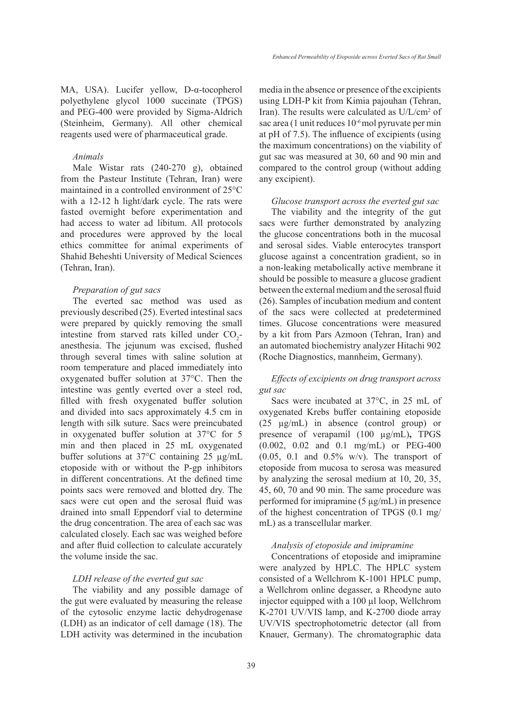MA, USA). Lucifer yellow, D-α-tocopherol polyethylene glycol 1000 succinate (TPGS) and PEG-400 were provided by Sigma-Aldrich (Steinheim, Germany). All other chemical reagents used were of pharmaceutical grade.

### *Animals*

Male Wistar rats (240-270 g), obtained from the Pasteur Institute (Tehran, Iran) were maintained in a controlled environment of 25°C with a 12-12 h light/dark cycle. The rats were fasted overnight before experimentation and had access to water ad libitum. All protocols and procedures were approved by the local ethics committee for animal experiments of Shahid Beheshti University of Medical Sciences (Tehran, Iran).

### *Preparation of gut sacs*

The everted sac method was used as previously described (25). Everted intestinal sacs were prepared by quickly removing the small intestine from starved rats killed under $CO_2$-anesthesia. The jejunum was excised, flushed through several times with saline solution at room temperature and placed immediately into oxygenated buffer solution at 37°C. Then the intestine was gently everted over a steel rod, filled with fresh oxygenated buffer solution and divided into sacs approximately 4.5 cm in length with silk suture. Sacs were preincubated in oxygenated buffer solution at 37°C for 5 min and then placed in 25 mL oxygenated buffer solutions at 37°C containing 25 µg/mL etoposide with or without the P-gp inhibitors in different concentrations. At the defined time points sacs were removed and blotted dry. The sacs were cut open and the serosal fluid was drained into small Eppendorf vial to determine the drug concentration. The area of each sac was calculated closely. Each sac was weighed before and after fluid collection to calculate accurately the volume inside the sac.

### *LDH release of the everted gut sac*

The viability and any possible damage of the gut were evaluated by measuring the release of the cytosolic enzyme lactic dehydrogenase (LDH) as an indicator of cell damage (18). The LDH activity was determined in the incubation media in the absence or presence of the excipients using LDH-P kit from Kimia pajouhan (Tehran, Iran). The results were calculated as U/L/cm$^2$ of sac area (1 unit reduces $10^{-6}$ mol pyruvate per min at pH of 7.5). The influence of excipients (using the maximum concentrations) on the viability of gut sac was measured at 30, 60 and 90 min and compared to the control group (without adding any excipient).

### *Glucose transport across the everted gut sac*

The viability and the integrity of the gut sacs were further demonstrated by analyzing the glucose concentrations both in the mucosal and serosal sides. Viable enterocytes transport glucose against a concentration gradient, so in a non-leaking metabolically active membrane it should be possible to measure a glucose gradient between the external medium and the serosal fluid (26). Samples of incubation medium and content of the sacs were collected at predetermined times. Glucose concentrations were measured by a kit from Pars Azmoon (Tehran, Iran) and an automated biochemistry analyzer Hitachi 902 (Roche Diagnostics, mannheim, Germany).

### *Effects of excipients on drug transport across gut sac*

Sacs were incubated at 37°C, in 25 mL of oxygenated Krebs buffer containing etoposide (25 µg/mL) in absence (control group) or presence of verapamil (100 µg/mL)**,** TPGS (0.002, 0.02 and 0.1 mg/mL) or PEG-400 (0.05, 0.1 and 0.5% w/v). The transport of etoposide from mucosa to serosa was measured by analyzing the serosal medium at 10, 20, 35, 45, 60, 70 and 90 min. The same procedure was performed for imipramine (5 µg/mL) in presence of the highest concentration of TPGS (0.1 mg/mL) as a transcellular marker.

### *Analysis of etoposide and imipramine*

Concentrations of etoposide and imipramine were analyzed by HPLC. The HPLC system consisted of a Wellchrom K-1001 HPLC pump, a Wellchrom online degasser, a Rheodyne auto injector equipped with a 100 µl loop, Wellchrom K-2701 UV/VIS lamp, and K-2700 diode array UV/VIS spectrophotometric detector (all from Knauer, Germany). The chromatographic data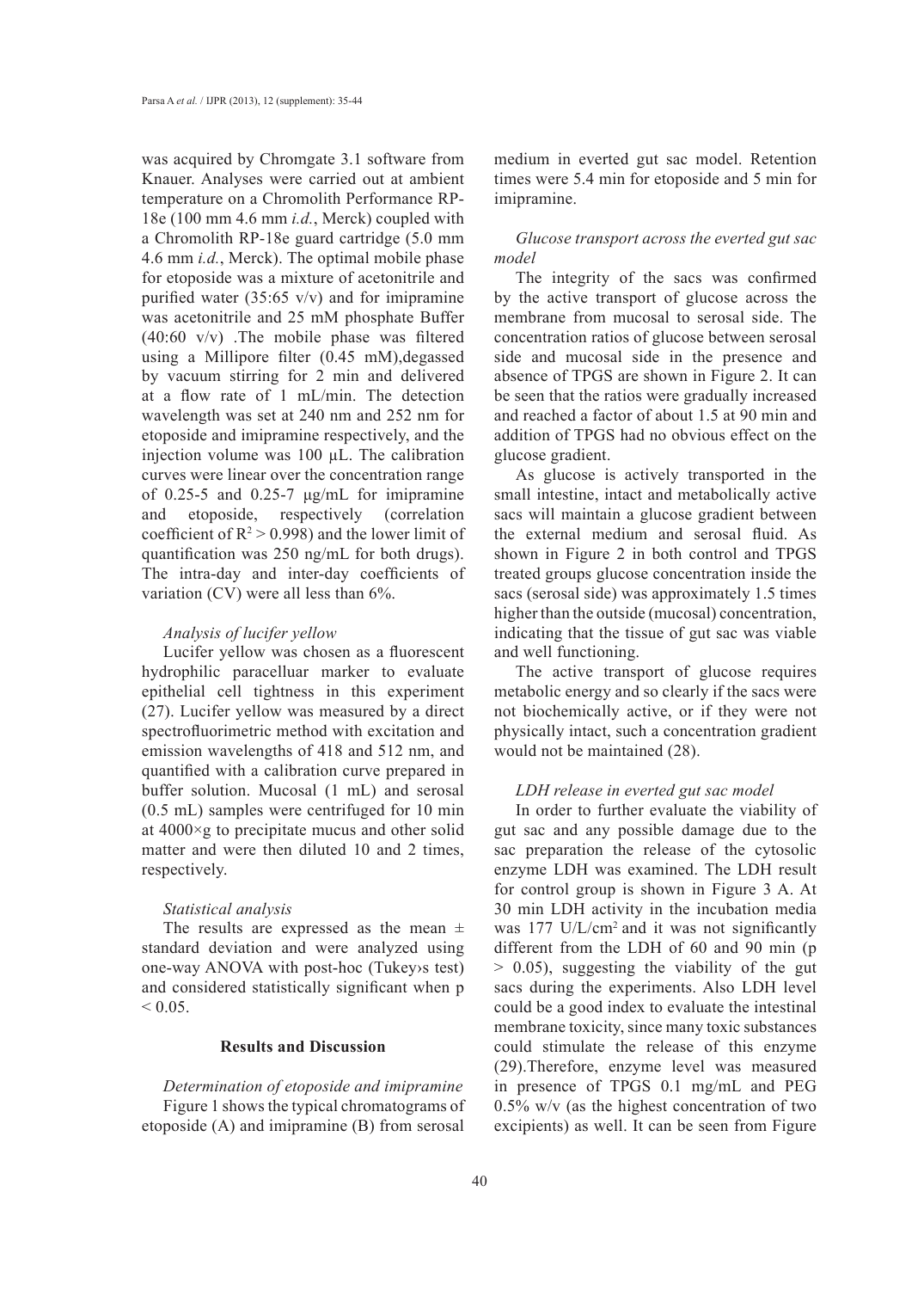was acquired by Chromgate 3.1 software from Knauer. Analyses were carried out at ambient temperature on a Chromolith Performance RP-18e (100 mm 4.6 mm *i.d.*, Merck) coupled with a Chromolith RP-18e guard cartridge (5.0 mm 4.6 mm *i.d.*, Merck). The optimal mobile phase for etoposide was a mixture of acetonitrile and purified water (35:65 v/v) and for imipramine was acetonitrile and 25 mM phosphate Buffer (40:60 v/v) .The mobile phase was filtered using a Millipore filter (0.45 mM),degassed by vacuum stirring for 2 min and delivered at a flow rate of 1 mL/min. The detection wavelength was set at 240 nm and 252 nm for etoposide and imipramine respectively, and the injection volume was 100 µL. The calibration curves were linear over the concentration range of 0.25-5 and 0.25-7 µg/mL for imipramine and etoposide, respectively (correlation coefficient of $R^2 > 0.998$) and the lower limit of quantification was 250 ng/mL for both drugs). The intra-day and inter-day coefficients of variation (CV) were all less than 6%.

*Analysis of lucifer yellow*

Lucifer yellow was chosen as a fluorescent hydrophilic paracelluar marker to evaluate epithelial cell tightness in this experiment (27). Lucifer yellow was measured by a direct spectrofluorimetric method with excitation and emission wavelengths of 418 and 512 nm, and quantified with a calibration curve prepared in buffer solution. Mucosal (1 mL) and serosal (0.5 mL) samples were centrifuged for 10 min at 4000×g to precipitate mucus and other solid matter and were then diluted 10 and 2 times, respectively.

*Statistical analysis*

The results are expressed as the mean ± standard deviation and were analyzed using one-way ANOVA with post-hoc (Tukey›s test) and considered statistically significant when $p < 0.05$.

## Results and Discussion

*Determination of etoposide and imipramine*

Figure 1 shows the typical chromatograms of etoposide (A) and imipramine (B) from serosal medium in everted gut sac model. Retention times were 5.4 min for etoposide and 5 min for imipramine.

*Glucose transport across the everted gut sac model*

The integrity of the sacs was confirmed by the active transport of glucose across the membrane from mucosal to serosal side. The concentration ratios of glucose between serosal side and mucosal side in the presence and absence of TPGS are shown in Figure 2. It can be seen that the ratios were gradually increased and reached a factor of about 1.5 at 90 min and addition of TPGS had no obvious effect on the glucose gradient.

As glucose is actively transported in the small intestine, intact and metabolically active sacs will maintain a glucose gradient between the external medium and serosal fluid. As shown in Figure 2 in both control and TPGS treated groups glucose concentration inside the sacs (serosal side) was approximately 1.5 times higher than the outside (mucosal) concentration, indicating that the tissue of gut sac was viable and well functioning.

The active transport of glucose requires metabolic energy and so clearly if the sacs were not biochemically active, or if they were not physically intact, such a concentration gradient would not be maintained (28).

*LDH release in everted gut sac model*

In order to further evaluate the viability of gut sac and any possible damage due to the sac preparation the release of the cytosolic enzyme LDH was examined. The LDH result for control group is shown in Figure 3 A. At 30 min LDH activity in the incubation media was 177 U/L/cm$^2$ and it was not significantly different from the LDH of 60 and 90 min ($p > 0.05$), suggesting the viability of the gut sacs during the experiments. Also LDH level could be a good index to evaluate the intestinal membrane toxicity, since many toxic substances could stimulate the release of this enzyme (29).Therefore, enzyme level was measured in presence of TPGS 0.1 mg/mL and PEG 0.5% w/v (as the highest concentration of two excipients) as well. It can be seen from Figure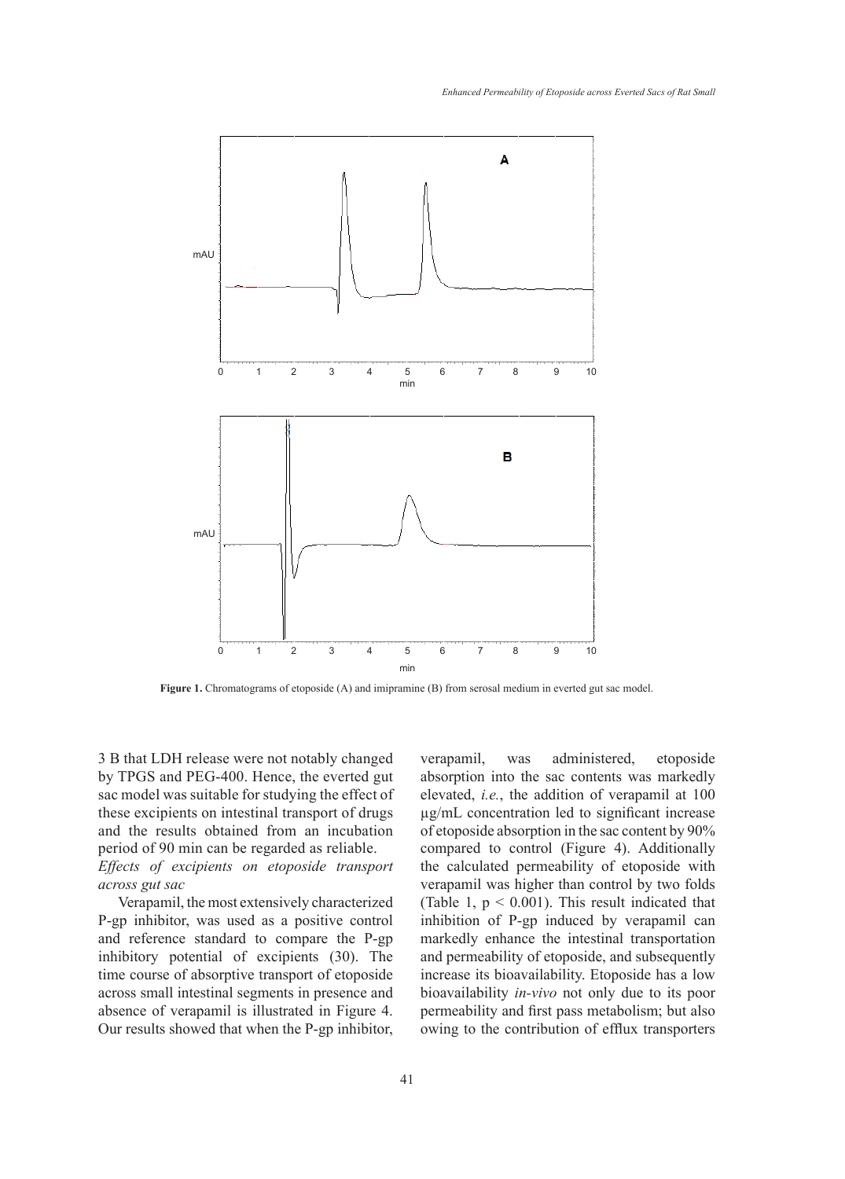Figure 1. Chromatograms of etoposide (A) and imipramine (B) from serosal medium in everted gut sac model.

3 B that LDH release were not notably changed by TPGS and PEG-400. Hence, the everted gut sac model was suitable for studying the effect of these excipients on intestinal transport of drugs and the results obtained from an incubation period of 90 min can be regarded as reliable.

*Effects of excipients on etoposide transport across gut sac*

Verapamil, the most extensively characterized P-gp inhibitor, was used as a positive control and reference standard to compare the P-gp inhibitory potential of excipients (30). The time course of absorptive transport of etoposide across small intestinal segments in presence and absence of verapamil is illustrated in Figure 4. Our results showed that when the P-gp inhibitor, verapamil, was administered, etoposide absorption into the sac contents was markedly elevated, *i.e.*, the addition of verapamil at 100 µg/mL concentration led to significant increase of etoposide absorption in the sac content by 90% compared to control (Figure 4). Additionally the calculated permeability of etoposide with verapamil was higher than control by two folds (Table 1, $p < 0.001$). This result indicated that inhibition of P-gp induced by verapamil can markedly enhance the intestinal transportation and permeability of etoposide, and subsequently increase its bioavailability. Etoposide has a low bioavailability *in-vivo* not only due to its poor permeability and first pass metabolism; but also owing to the contribution of efflux transporters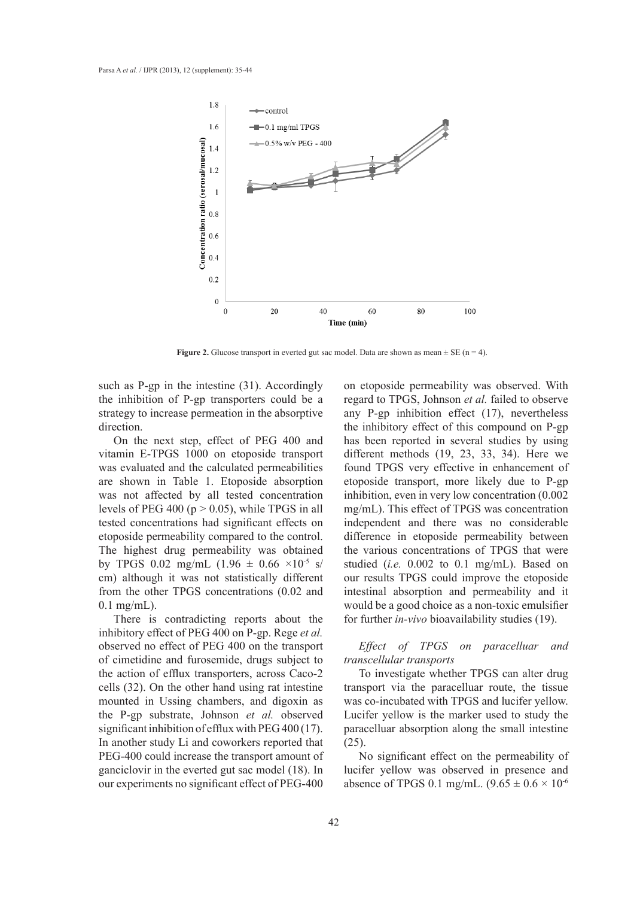**Figure 2.** Glucose transport in everted gut sac model. Data are shown as mean ± SE (n = 4).

such as P-gp in the intestine (31). Accordingly the inhibition of P-gp transporters could be a strategy to increase permeation in the absorptive direction.

On the next step, effect of PEG 400 and vitamin E-TPGS 1000 on etoposide transport was evaluated and the calculated permeabilities are shown in Table 1. Etoposide absorption was not affected by all tested concentration levels of PEG 400 ($p > 0.05$), while TPGS in all tested concentrations had significant effects on etoposide permeability compared to the control. The highest drug permeability was obtained by TPGS 0.02 mg/mL ($1.96 \pm 0.66 \times 10^{-5}$ s/cm) although it was not statistically different from the other TPGS concentrations (0.02 and 0.1 mg/mL).

There is contradicting reports about the inhibitory effect of PEG 400 on P-gp. Rege *et al.* observed no effect of PEG 400 on the transport of cimetidine and furosemide, drugs subject to the action of efflux transporters, across Caco-2 cells (32). On the other hand using rat intestine mounted in Ussing chambers, and digoxin as the P-gp substrate, Johnson *et al.* observed significant inhibition of efflux with PEG 400 (17). In another study Li and coworkers reported that PEG-400 could increase the transport amount of ganciclovir in the everted gut sac model (18). In our experiments no significant effect of PEG-400 on etoposide permeability was observed. With regard to TPGS, Johnson *et al.* failed to observe any P-gp inhibition effect (17), nevertheless the inhibitory effect of this compound on P-gp has been reported in several studies by using different methods (19, 23, 33, 34). Here we found TPGS very effective in enhancement of etoposide transport, more likely due to P-gp inhibition, even in very low concentration (0.002 mg/mL). This effect of TPGS was concentration independent and there was no considerable difference in etoposide permeability between the various concentrations of TPGS that were studied (*i.e.* 0.002 to 0.1 mg/mL). Based on our results TPGS could improve the etoposide intestinal absorption and permeability and it would be a good choice as a non-toxic emulsifier for further *in-vivo* bioavailability studies (19).

### *Effect of TPGS on paracelluar and transcellular transports*

To investigate whether TPGS can alter drug transport via the paracelluar route, the tissue was co-incubated with TPGS and lucifer yellow. Lucifer yellow is the marker used to study the paracelluar absorption along the small intestine (25).

No significant effect on the permeability of lucifer yellow was observed in presence and absence of TPGS 0.1 mg/mL. ($9.65 \pm 0.6 \times 10^{-6}$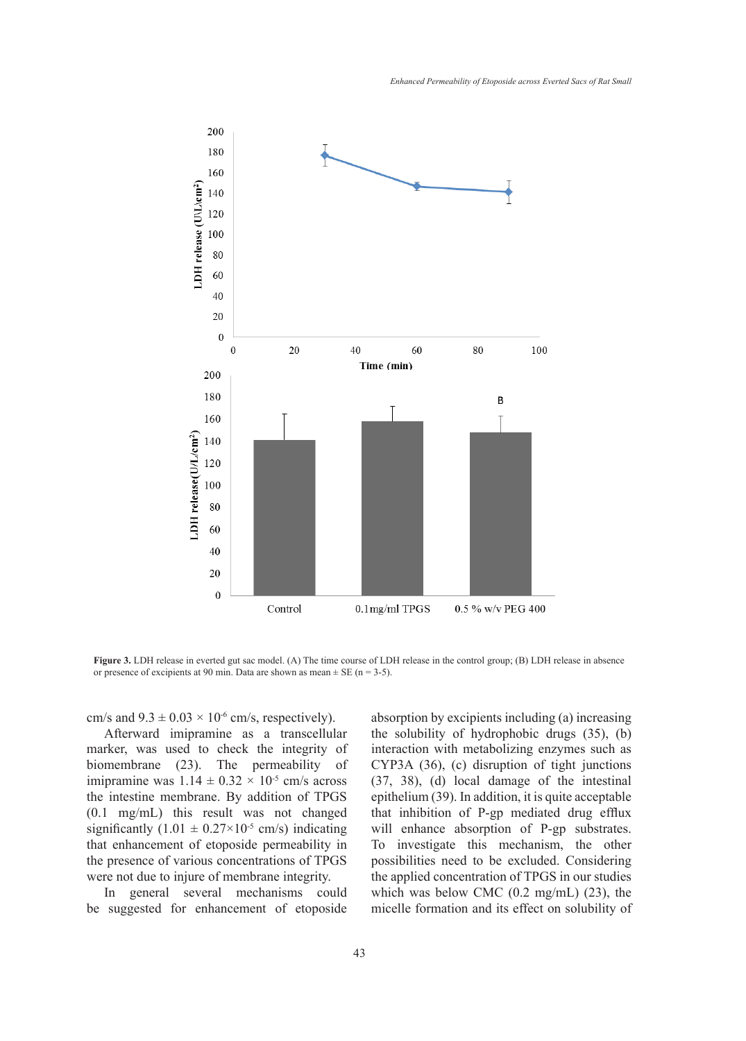Figure 3. LDH release in everted gut sac model. (A) The time course of LDH release in the control group; (B) LDH release in absence or presence of excipients at 90 min. Data are shown as mean ± SE (n = 3-5).

cm/s and $9.3 \pm 0.03 \times 10^{-6}$ cm/s, respectively).

Afterward imipramine as a transcellular marker, was used to check the integrity of biomembrane (23). The permeability of imipramine was $1.14 \pm 0.32 \times 10^{-5}$ cm/s across the intestine membrane. By addition of TPGS (0.1 mg/mL) this result was not changed significantly ($1.01 \pm 0.27 \times 10^{-5}$ cm/s) indicating that enhancement of etoposide permeability in the presence of various concentrations of TPGS were not due to injure of membrane integrity.

In general several mechanisms could be suggested for enhancement of etoposide absorption by excipients including (a) increasing the solubility of hydrophobic drugs (35), (b) interaction with metabolizing enzymes such as CYP3A (36), (c) disruption of tight junctions (37, 38), (d) local damage of the intestinal epithelium (39). In addition, it is quite acceptable that inhibition of P-gp mediated drug efflux will enhance absorption of P-gp substrates. To investigate this mechanism, the other possibilities need to be excluded. Considering the applied concentration of TPGS in our studies which was below CMC (0.2 mg/mL) (23), the micelle formation and its effect on solubility of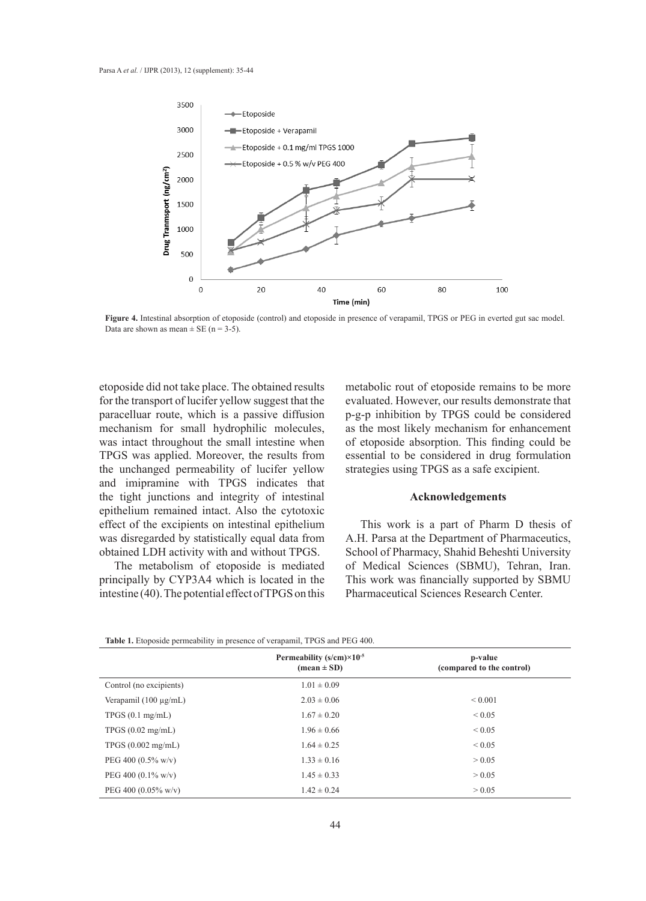**Figure 4.** Intestinal absorption of etoposide (control) and etoposide in presence of verapamil, TPGS or PEG in everted gut sac model. Data are shown as mean ± SE (n = 3-5).

etoposide did not take place. The obtained results for the transport of lucifer yellow suggest that the paracelluar route, which is a passive diffusion mechanism for small hydrophilic molecules, was intact throughout the small intestine when TPGS was applied. Moreover, the results from the unchanged permeability of lucifer yellow and imipramine with TPGS indicates that the tight junctions and integrity of intestinal epithelium remained intact. Also the cytotoxic effect of the excipients on intestinal epithelium was disregarded by statistically equal data from obtained LDH activity with and without TPGS.

The metabolism of etoposide is mediated principally by CYP3A4 which is located in the intestine (40). The potential effect of TPGS on this metabolic rout of etoposide remains to be more evaluated. However, our results demonstrate that p-g-p inhibition by TPGS could be considered as the most likely mechanism for enhancement of etoposide absorption. This finding could be essential to be considered in drug formulation strategies using TPGS as a safe excipient.

## Acknowledgements

This work is a part of Pharm D thesis of A.H. Parsa at the Department of Pharmaceutics, School of Pharmacy, Shahid Beheshti University of Medical Sciences (SBMU), Tehran, Iran. This work was financially supported by SBMU Pharmaceutical Sciences Research Center.

**Table 1.** Etoposide permeability in presence of verapamil, TPGS and PEG 400.

| | Permeability (s/cm)×$10^{-5}$ (mean ± SD) | p-value (compared to the control) |
|---|---|---|
| Control (no excipients) | 1.01 ± 0.09 | |
| Verapamil (100 µg/mL) | 2.03 ± 0.06 | < 0.001 |
| TPGS (0.1 mg/mL) | 1.67 ± 0.20 | < 0.05 |
| TPGS (0.02 mg/mL) | 1.96 ± 0.66 | < 0.05 |
| TPGS (0.002 mg/mL) | 1.64 ± 0.25 | < 0.05 |
| PEG 400 (0.5% w/v) | 1.33 ± 0.16 | > 0.05 |
| PEG 400 (0.1% w/v) | 1.45 ± 0.33 | > 0.05 |
| PEG 400 (0.05% w/v) | 1.42 ± 0.24 | > 0.05 |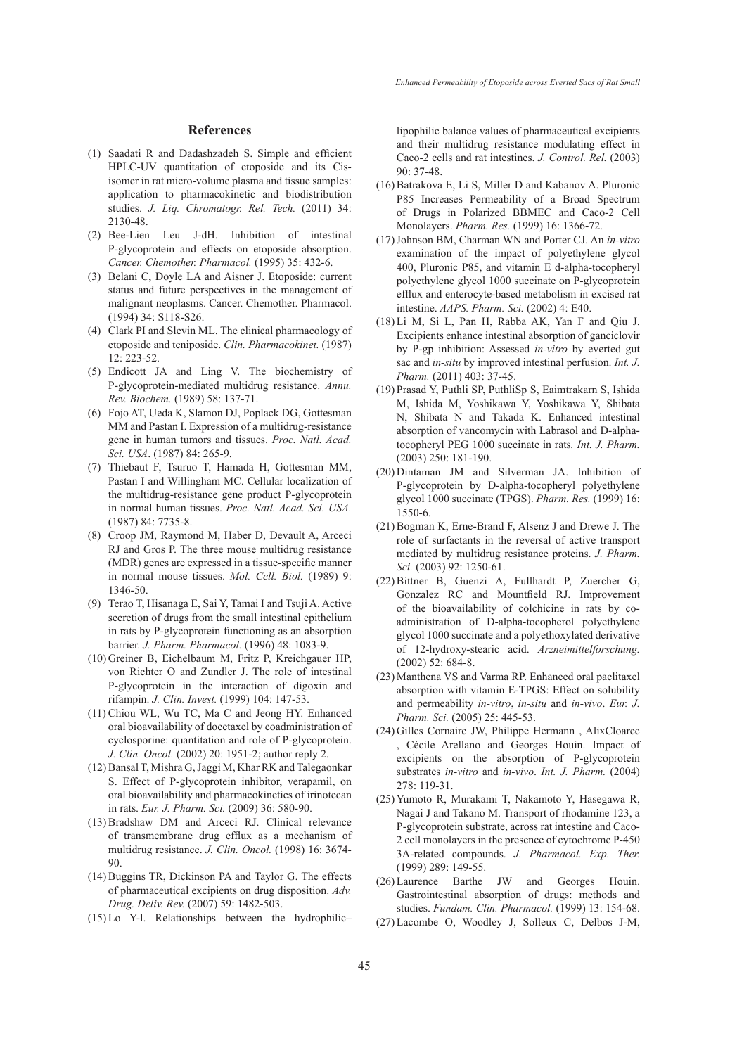## References

(1) Saadati R and Dadashzadeh S. Simple and efficient HPLC-UV quantitation of etoposide and its Cis-isomer in rat micro-volume plasma and tissue samples: application to pharmacokinetic and biodistribution studies. *J. Liq. Chromatogr. Rel. Tech.* (2011) 34: 2130-48.

(2) Bee-Lien Leu J-dH. Inhibition of intestinal P-glycoprotein and effects on etoposide absorption. *Cancer. Chemother. Pharmacol.* (1995) 35: 432-6.

(3) Belani C, Doyle LA and Aisner J. Etoposide: current status and future perspectives in the management of malignant neoplasms. Cancer. Chemother. Pharmacol. (1994) 34: S118-S26.

(4) Clark PI and Slevin ML. The clinical pharmacology of etoposide and teniposide. *Clin. Pharmacokinet.* (1987) 12: 223-52.

(5) Endicott JA and Ling V. The biochemistry of P-glycoprotein-mediated multidrug resistance. *Annu. Rev. Biochem.* (1989) 58: 137-71.

(6) Fojo AT, Ueda K, Slamon DJ, Poplack DG, Gottesman MM and Pastan I. Expression of a multidrug-resistance gene in human tumors and tissues. *Proc. Natl. Acad. Sci. USA*. (1987) 84: 265-9.

(7) Thiebaut F, Tsuruo T, Hamada H, Gottesman MM, Pastan I and Willingham MC. Cellular localization of the multidrug-resistance gene product P-glycoprotein in normal human tissues. *Proc. Natl. Acad. Sci. USA.* (1987) 84: 7735-8.

(8) Croop JM, Raymond M, Haber D, Devault A, Arceci RJ and Gros P. The three mouse multidrug resistance (MDR) genes are expressed in a tissue-specific manner in normal mouse tissues. *Mol. Cell. Biol.* (1989) 9: 1346-50.

(9) Terao T, Hisanaga E, Sai Y, Tamai I and Tsuji A. Active secretion of drugs from the small intestinal epithelium in rats by P-glycoprotein functioning as an absorption barrier. *J. Pharm. Pharmacol.* (1996) 48: 1083-9.

(10) Greiner B, Eichelbaum M, Fritz P, Kreichgauer HP, von Richter O and Zundler J. The role of intestinal P-glycoprotein in the interaction of digoxin and rifampin. *J. Clin. Invest.* (1999) 104: 147-53.

(11) Chiou WL, Wu TC, Ma C and Jeong HY. Enhanced oral bioavailability of docetaxel by coadministration of cyclosporine: quantitation and role of P-glycoprotein. *J. Clin. Oncol.* (2002) 20: 1951-2; author reply 2.

(12) Bansal T, Mishra G, Jaggi M, Khar RK and Talegaonkar S. Effect of P-glycoprotein inhibitor, verapamil, on oral bioavailability and pharmacokinetics of irinotecan in rats. *Eur. J. Pharm. Sci.* (2009) 36: 580-90.

(13) Bradshaw DM and Arceci RJ. Clinical relevance of transmembrane drug efflux as a mechanism of multidrug resistance. *J. Clin. Oncol.* (1998) 16: 3674-90.

(14) Buggins TR, Dickinson PA and Taylor G. The effects of pharmaceutical excipients on drug disposition. *Adv. Drug. Deliv. Rev.* (2007) 59: 1482-503.

(15) Lo Y-l. Relationships between the hydrophilic–lipophilic balance values of pharmaceutical excipients and their multidrug resistance modulating effect in Caco-2 cells and rat intestines. *J. Control. Rel.* (2003) 90: 37-48.

(16) Batrakova E, Li S, Miller D and Kabanov A. Pluronic P85 Increases Permeability of a Broad Spectrum of Drugs in Polarized BBMEC and Caco-2 Cell Monolayers. *Pharm. Res.* (1999) 16: 1366-72.

(17) Johnson BM, Charman WN and Porter CJ. An *in-vitro* examination of the impact of polyethylene glycol 400, Pluronic P85, and vitamin E d-alpha-tocopheryl polyethylene glycol 1000 succinate on P-glycoprotein efflux and enterocyte-based metabolism in excised rat intestine. *AAPS. Pharm. Sci.* (2002) 4: E40.

(18) Li M, Si L, Pan H, Rabba AK, Yan F and Qiu J. Excipients enhance intestinal absorption of ganciclovir by P-gp inhibition: Assessed *in-vitro* by everted gut sac and *in-situ* by improved intestinal perfusion. *Int. J. Pharm.* (2011) 403: 37-45.

(19) Prasad Y, Puthli SP, PuthliSp S, Eaimtrakarn S, Ishida M, Ishida M, Yoshikawa Y, Yoshikawa Y, Shibata N, Shibata N and Takada K. Enhanced intestinal absorption of vancomycin with Labrasol and D-alpha-tocopheryl PEG 1000 succinate in rats*. Int. J. Pharm.* (2003) 250: 181-190.

(20) Dintaman JM and Silverman JA. Inhibition of P-glycoprotein by D-alpha-tocopheryl polyethylene glycol 1000 succinate (TPGS). *Pharm. Res.* (1999) 16: 1550-6.

(21) Bogman K, Erne-Brand F, Alsenz J and Drewe J. The role of surfactants in the reversal of active transport mediated by multidrug resistance proteins. *J. Pharm. Sci.* (2003) 92: 1250-61.

(22) Bittner B, Guenzi A, Fullhardt P, Zuercher G, Gonzalez RC and Mountfield RJ. Improvement of the bioavailability of colchicine in rats by co-administration of D-alpha-tocopherol polyethylene glycol 1000 succinate and a polyethoxylated derivative of 12-hydroxy-stearic acid. *Arzneimittelforschung.* (2002) 52: 684-8.

(23) Manthena VS and Varma RP. Enhanced oral paclitaxel absorption with vitamin E-TPGS: Effect on solubility and permeability *in-vitro*, *in-situ* and *in-vivo*. *Eur. J. Pharm. Sci.* (2005) 25: 445-53.

(24) Gilles Cornaire JW, Philippe Hermann , AlixCloarec , Cécile Arellano and Georges Houin. Impact of excipients on the absorption of P-glycoprotein substrates *in-vitro* and *in-vivo*. *Int. J. Pharm.* (2004) 278: 119-31.

(25) Yumoto R, Murakami T, Nakamoto Y, Hasegawa R, Nagai J and Takano M. Transport of rhodamine 123, a P-glycoprotein substrate, across rat intestine and Caco-2 cell monolayers in the presence of cytochrome P-450 3A-related compounds. *J. Pharmacol. Exp. Ther.* (1999) 289: 149-55.

(26) Laurence Barthe JW and Georges Houin. Gastrointestinal absorption of drugs: methods and studies. *Fundam. Clin. Pharmacol.* (1999) 13: 154-68.

(27) Lacombe O, Woodley J, Solleux C, Delbos J-M,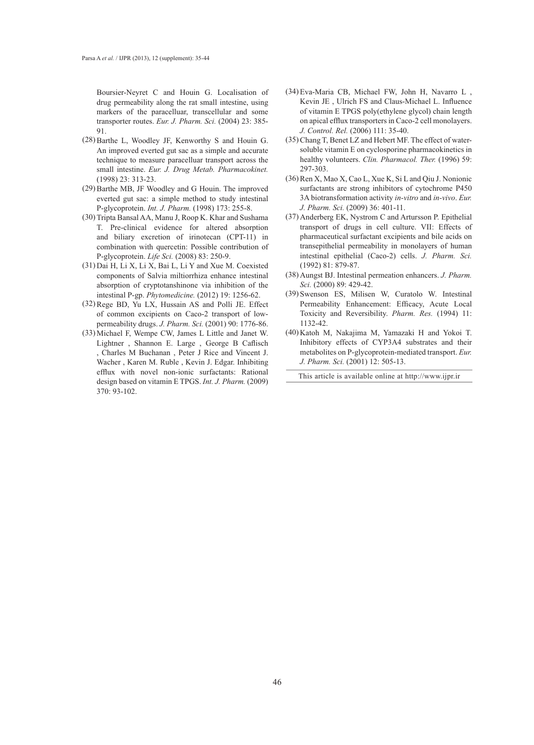Boursier-Neyret C and Houin G. Localisation of drug permeability along the rat small intestine, using markers of the paracelluar, transcellular and some transporter routes. *Eur. J. Pharm. Sci.* (2004) 23: 385-91.

(28) Barthe L, Woodley JF, Kenworthy S and Houin G. An improved everted gut sac as a simple and accurate technique to measure paracelluar transport across the small intestine. *Eur. J. Drug Metab. Pharmacokinet.* (1998) 23: 313-23.

(29) Barthe MB, JF Woodley and G Houin. The improved everted gut sac: a simple method to study intestinal P-glycoprotein. *Int. J. Pharm.* (1998) 173: 255-8.

(30) Tripta Bansal AA, Manu J, Roop K. Khar and Sushama T. Pre-clinical evidence for altered absorption and biliary excretion of irinotecan (CPT-11) in combination with quercetin: Possible contribution of P-glycoprotein. *Life Sci.* (2008) 83: 250-9.

(31) Dai H, Li X, Li X, Bai L, Li Y and Xue M. Coexisted components of Salvia miltiorrhiza enhance intestinal absorption of cryptotanshinone via inhibition of the intestinal P-gp. *Phytomedicine.* (2012) 19: 1256-62.

(32) Rege BD, Yu LX, Hussain AS and Polli JE. Effect of common excipients on Caco-2 transport of low-permeability drugs. *J. Pharm. Sci.* (2001) 90: 1776-86.

(33) Michael F, Wempe CW, James L Little and Janet W. Lightner , Shannon E. Large , George B Caflisch , Charles M Buchanan , Peter J Rice and Vincent J. Wacher , Karen M. Ruble , Kevin J. Edgar. Inhibiting efflux with novel non-ionic surfactants: Rational design based on vitamin E TPGS. *Int. J. Pharm.* (2009) 370: 93-102.

(34) Eva-Maria CB, Michael FW, John H, Navarro L , Kevin JE , Ulrich FS and Claus-Michael L. Influence of vitamin E TPGS poly(ethylene glycol) chain length on apical efflux transporters in Caco-2 cell monolayers. *J. Control. Rel.* (2006) 111: 35-40.

(35) Chang T, Benet LZ and Hebert MF. The effect of water-soluble vitamin E on cyclosporine pharmacokinetics in healthy volunteers. *Clin. Pharmacol. Ther.* (1996) 59: 297-303.

(36) Ren X, Mao X, Cao L, Xue K, Si L and Qiu J. Nonionic surfactants are strong inhibitors of cytochrome P450 3A biotransformation activity *in-vitro* and *in-vivo*. *Eur. J. Pharm. Sci.* (2009) 36: 401-11.

(37) Anderberg EK, Nystrom C and Artursson P. Epithelial transport of drugs in cell culture. VII: Effects of pharmaceutical surfactant excipients and bile acids on transepithelial permeability in monolayers of human intestinal epithelial (Caco-2) cells. *J. Pharm. Sci.* (1992) 81: 879-87.

(38) Aungst BJ. Intestinal permeation enhancers. *J. Pharm. Sci.* (2000) 89: 429-42.

(39) Swenson ES, Milisen W, Curatolo W. Intestinal Permeability Enhancement: Efficacy, Acute Local Toxicity and Reversibility. *Pharm. Res.* (1994) 11: 1132-42.

(40) Katoh M, Nakajima M, Yamazaki H and Yokoi T. Inhibitory effects of CYP3A4 substrates and their metabolites on P-glycoprotein-mediated transport. *Eur. J. Pharm. Sci.* (2001) 12: 505-13.

This article is available online at http://www.ijpr.ir